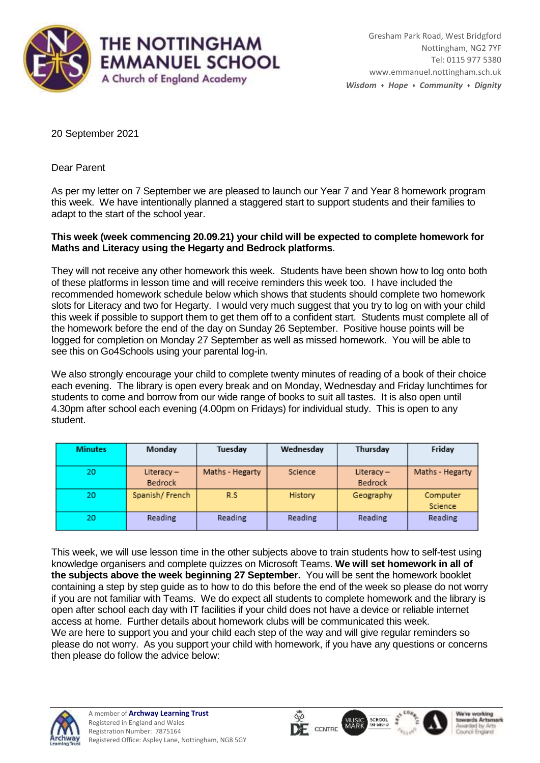# THE NOTTINGHAM EMMANUEL SCHOOL

A Church of England Academy

Gresham Park Road, West Bridgford
Nottingham, NG2 7YF
Tel: 0115 977 5380
www.emmanuel.nottingham.sch.uk
***Wisdom ♦ Hope ♦ Community ♦ Dignity***

20 September 2021

Dear Parent

As per my letter on 7 September we are pleased to launch our Year 7 and Year 8 homework program this week. We have intentionally planned a staggered start to support students and their families to adapt to the start of the school year.

**This week (week commencing 20.09.21) your child will be expected to complete homework for Maths and Literacy using the Hegarty and Bedrock platforms**.

They will not receive any other homework this week. Students have been shown how to log onto both of these platforms in lesson time and will receive reminders this week too. I have included the recommended homework schedule below which shows that students should complete two homework slots for Literacy and two for Hegarty. I would very much suggest that you try to log on with your child this week if possible to support them to get them off to a confident start. Students must complete all of the homework before the end of the day on Sunday 26 September. Positive house points will be logged for completion on Monday 27 September as well as missed homework. You will be able to see this on Go4Schools using your parental log-in.

We also strongly encourage your child to complete twenty minutes of reading of a book of their choice each evening. The library is open every break and on Monday, Wednesday and Friday lunchtimes for students to come and borrow from our wide range of books to suit all tastes. It is also open until 4.30pm after school each evening (4.00pm on Fridays) for individual study. This is open to any student.

| Minutes | Monday | Tuesday | Wednesday | Thursday | Friday |
|---|---|---|---|---|---|
| 20 | Literacy – Bedrock | Maths - Hegarty | Science | Literacy – Bedrock | Maths - Hegarty |
| 20 | Spanish/ French | R.S | History | Geography | Computer Science |
| 20 | Reading | Reading | Reading | Reading | Reading |

This week, we will use lesson time in the other subjects above to train students how to self-test using knowledge organisers and complete quizzes on Microsoft Teams. **We will set homework in all of the subjects above the week beginning 27 September.** You will be sent the homework booklet containing a step by step guide as to how to do this before the end of the week so please do not worry if you are not familiar with Teams. We do expect all students to complete homework and the library is open after school each day with IT facilities if your child does not have a device or reliable internet access at home. Further details about homework clubs will be communicated this week.
We are here to support you and your child each step of the way and will give regular reminders so please do not worry. As you support your child with homework, if you have any questions or concerns then please do follow the advice below:

A member of **Archway Learning Trust**
Registered in England and Wales
Registration Number: 7875164
Registered Office: Aspley Lane, Nottingham, NG8 5GY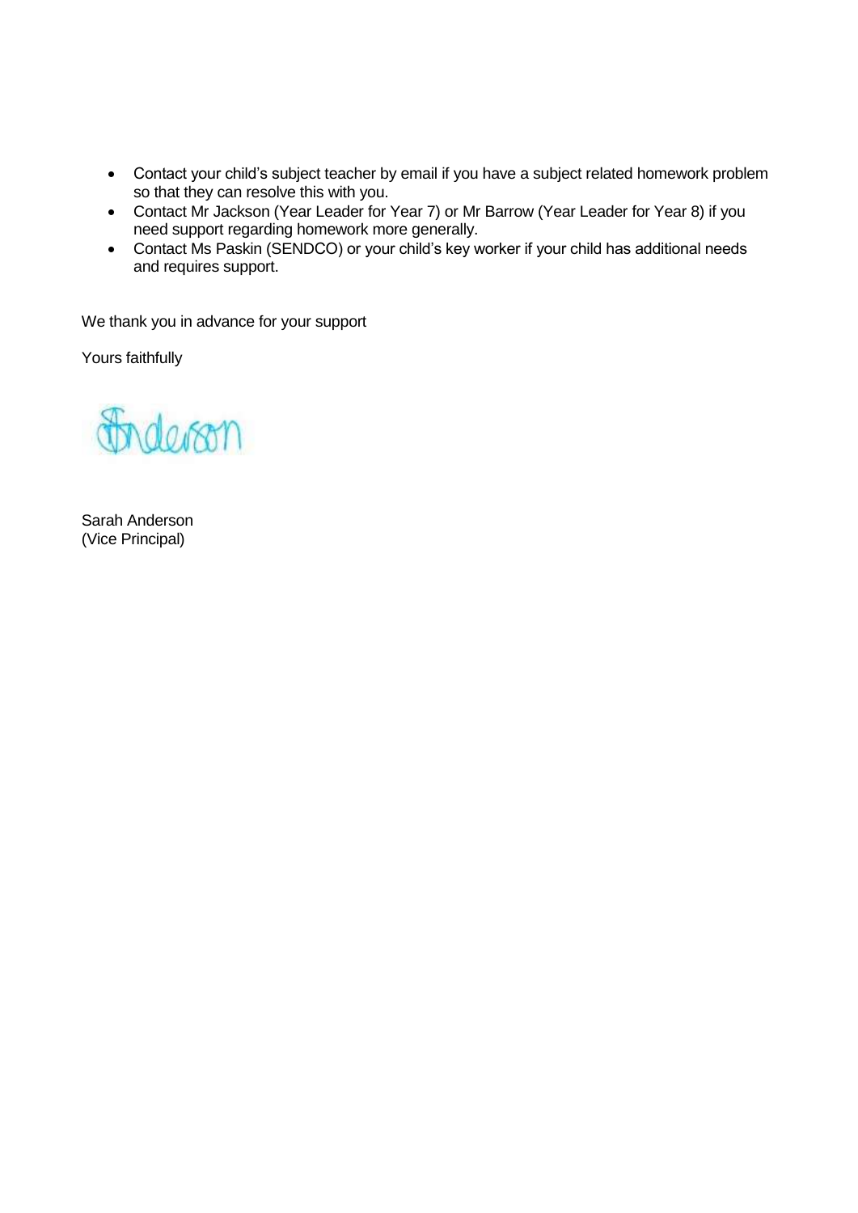- Contact your child's subject teacher by email if you have a subject related homework problem so that they can resolve this with you.
- Contact Mr Jackson (Year Leader for Year 7) or Mr Barrow (Year Leader for Year 8) if you need support regarding homework more generally.
- Contact Ms Paskin (SENDCO) or your child's key worker if your child has additional needs and requires support.

We thank you in advance for your support

Yours faithfully

Sarah Anderson
(Vice Principal)